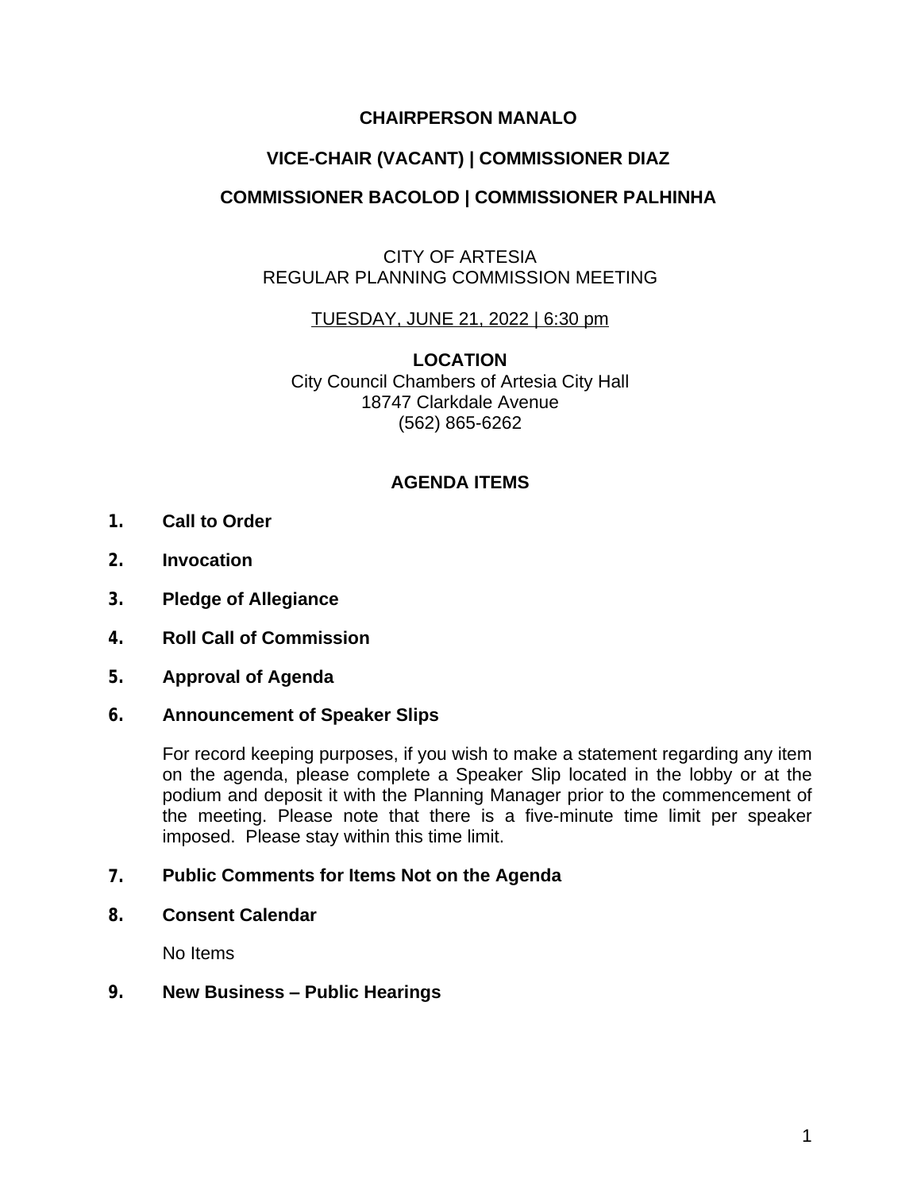**CHAIRPERSON MANALO**

**VICE-CHAIR (VACANT) | COMMISSIONER DIAZ**

**COMMISSIONER BACOLOD | COMMISSIONER PALHINHA**

CITY OF ARTESIA
REGULAR PLANNING COMMISSION MEETING

TUESDAY, JUNE 21, 2022 | 6:30 pm

**LOCATION**
City Council Chambers of Artesia City Hall
18747 Clarkdale Avenue
(562) 865-6262

## AGENDA ITEMS

1. **Call to Order**

2. **Invocation**

3. **Pledge of Allegiance**

4. **Roll Call of Commission**

5. **Approval of Agenda**

6. **Announcement of Speaker Slips**

   For record keeping purposes, if you wish to make a statement regarding any item on the agenda, please complete a Speaker Slip located in the lobby or at the podium and deposit it with the Planning Manager prior to the commencement of the meeting. Please note that there is a five-minute time limit per speaker imposed. Please stay within this time limit.

7. **Public Comments for Items Not on the Agenda**

8. **Consent Calendar**

   No Items

9. **New Business – Public Hearings**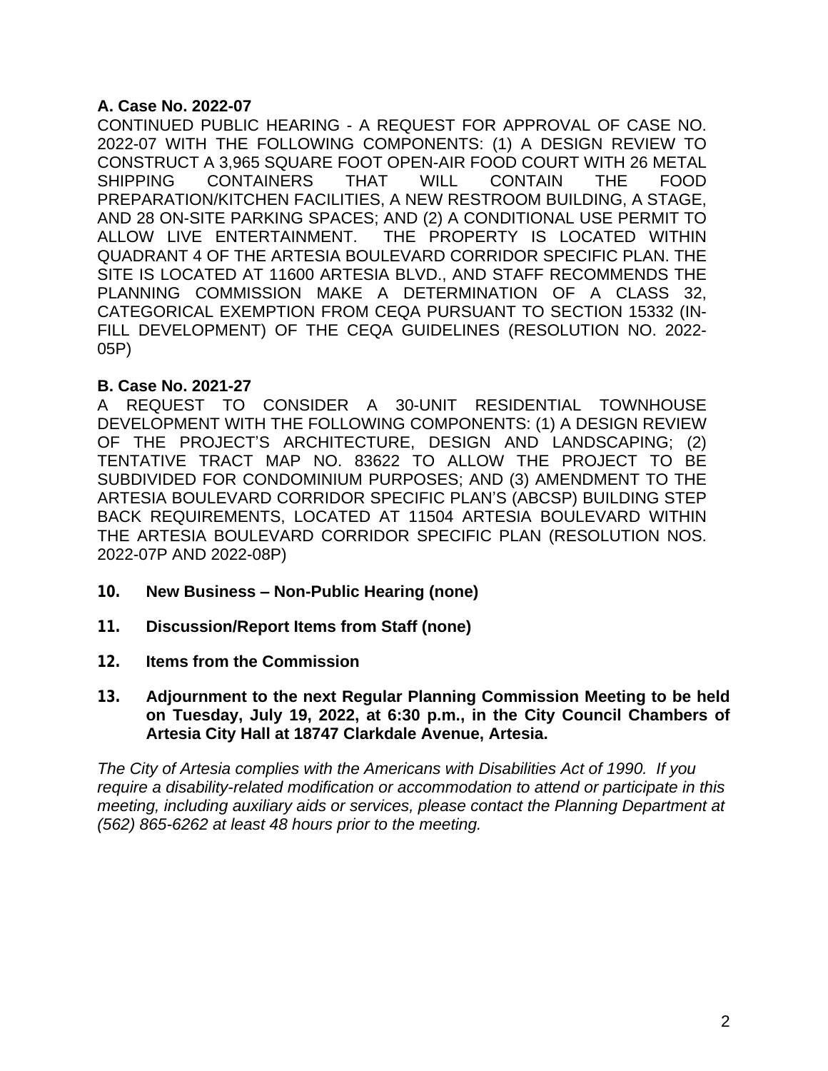**A. Case No. 2022-07**

CONTINUED PUBLIC HEARING - A REQUEST FOR APPROVAL OF CASE NO. 2022-07 WITH THE FOLLOWING COMPONENTS: (1) A DESIGN REVIEW TO CONSTRUCT A 3,965 SQUARE FOOT OPEN-AIR FOOD COURT WITH 26 METAL SHIPPING CONTAINERS THAT WILL CONTAIN THE FOOD PREPARATION/KITCHEN FACILITIES, A NEW RESTROOM BUILDING, A STAGE, AND 28 ON-SITE PARKING SPACES; AND (2) A CONDITIONAL USE PERMIT TO ALLOW LIVE ENTERTAINMENT. THE PROPERTY IS LOCATED WITHIN QUADRANT 4 OF THE ARTESIA BOULEVARD CORRIDOR SPECIFIC PLAN. THE SITE IS LOCATED AT 11600 ARTESIA BLVD., AND STAFF RECOMMENDS THE PLANNING COMMISSION MAKE A DETERMINATION OF A CLASS 32, CATEGORICAL EXEMPTION FROM CEQA PURSUANT TO SECTION 15332 (IN-FILL DEVELOPMENT) OF THE CEQA GUIDELINES (RESOLUTION NO. 2022-05P)

**B. Case No. 2021-27**

A REQUEST TO CONSIDER A 30-UNIT RESIDENTIAL TOWNHOUSE DEVELOPMENT WITH THE FOLLOWING COMPONENTS: (1) A DESIGN REVIEW OF THE PROJECT'S ARCHITECTURE, DESIGN AND LANDSCAPING; (2) TENTATIVE TRACT MAP NO. 83622 TO ALLOW THE PROJECT TO BE SUBDIVIDED FOR CONDOMINIUM PURPOSES; AND (3) AMENDMENT TO THE ARTESIA BOULEVARD CORRIDOR SPECIFIC PLAN'S (ABCSP) BUILDING STEP BACK REQUIREMENTS, LOCATED AT 11504 ARTESIA BOULEVARD WITHIN THE ARTESIA BOULEVARD CORRIDOR SPECIFIC PLAN (RESOLUTION NOS. 2022-07P AND 2022-08P)

**10. New Business – Non-Public Hearing (none)**

**11. Discussion/Report Items from Staff (none)**

**12. Items from the Commission**

**13. Adjournment to the next Regular Planning Commission Meeting to be held on Tuesday, July 19, 2022, at 6:30 p.m., in the City Council Chambers of Artesia City Hall at 18747 Clarkdale Avenue, Artesia.**

*The City of Artesia complies with the Americans with Disabilities Act of 1990. If you require a disability-related modification or accommodation to attend or participate in this meeting, including auxiliary aids or services, please contact the Planning Department at (562) 865-6262 at least 48 hours prior to the meeting.*